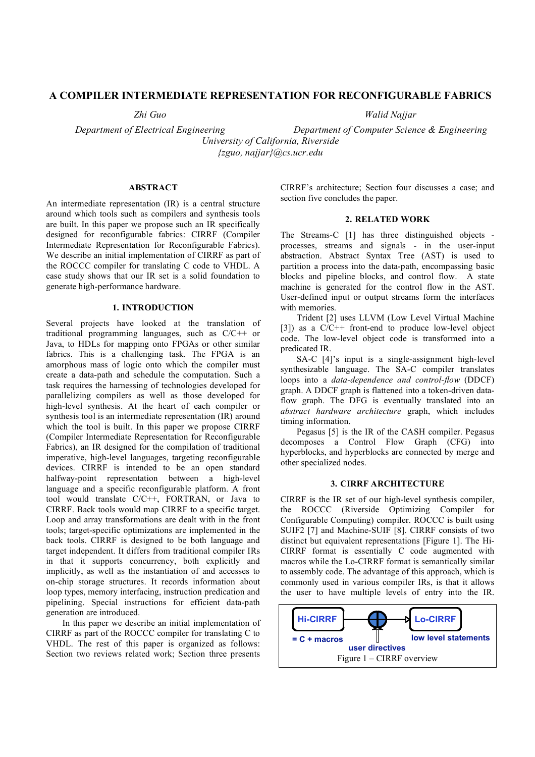# A COMPILER INTERMEDIATE REPRESENTATION FOR RECONFIGURABLE FABRICS

*Zhi Guo*
*Department of Electrical Engineering*

*Walid Najjar*
*Department of Computer Science & Engineering*

*University of California, Riverside*
*{zguo, najjar}@cs.ucr.edu*

## ABSTRACT

An intermediate representation (IR) is a central structure around which tools such as compilers and synthesis tools are built. In this paper we propose such an IR specifically designed for reconfigurable fabrics: CIRRF (Compiler Intermediate Representation for Reconfigurable Fabrics). We describe an initial implementation of CIRRF as part of the ROCCC compiler for translating C code to VHDL. A case study shows that our IR set is a solid foundation to generate high-performance hardware.

## 1. INTRODUCTION

Several projects have looked at the translation of traditional programming languages, such as C/C++ or Java, to HDLs for mapping onto FPGAs or other similar fabrics. This is a challenging task. The FPGA is an amorphous mass of logic onto which the compiler must create a data-path and schedule the computation. Such a task requires the harnessing of technologies developed for parallelizing compilers as well as those developed for high-level synthesis. At the heart of each compiler or synthesis tool is an intermediate representation (IR) around which the tool is built. In this paper we propose CIRRF (Compiler Intermediate Representation for Reconfigurable Fabrics), an IR designed for the compilation of traditional imperative, high-level languages, targeting reconfigurable devices. CIRRF is intended to be an open standard halfway-point representation between a high-level language and a specific reconfigurable platform. A front tool would translate C/C++, FORTRAN, or Java to CIRRF. Back tools would map CIRRF to a specific target. Loop and array transformations are dealt with in the front tools; target-specific optimizations are implemented in the back tools. CIRRF is designed to be both language and target independent. It differs from traditional compiler IRs in that it supports concurrency, both explicitly and implicitly, as well as the instantiation of and accesses to on-chip storage structures. It records information about loop types, memory interfacing, instruction predication and pipelining. Special instructions for efficient data-path generation are introduced.

In this paper we describe an initial implementation of CIRRF as part of the ROCCC compiler for translating C to VHDL. The rest of this paper is organized as follows: Section two reviews related work; Section three presents CIRRF's architecture; Section four discusses a case; and section five concludes the paper.

## 2. RELATED WORK

The Streams-C [1] has three distinguished objects - processes, streams and signals - in the user-input abstraction. Abstract Syntax Tree (AST) is used to partition a process into the data-path, encompassing basic blocks and pipeline blocks, and control flow. A state machine is generated for the control flow in the AST. User-defined input or output streams form the interfaces with memories.

Trident [2] uses LLVM (Low Level Virtual Machine [3]) as a C/C++ front-end to produce low-level object code. The low-level object code is transformed into a predicated IR.

SA-C [4]'s input is a single-assignment high-level synthesizable language. The SA-C compiler translates loops into a *data-dependence and control-flow* (DDCF) graph. A DDCF graph is flattened into a token-driven data-flow graph. The DFG is eventually translated into an *abstract hardware architecture* graph, which includes timing information.

Pegasus [5] is the IR of the CASH compiler. Pegasus decomposes a Control Flow Graph (CFG) into hyperblocks, and hyperblocks are connected by merge and other specialized nodes.

## 3. CIRRF ARCHITECTURE

CIRRF is the IR set of our high-level synthesis compiler, the ROCCC (Riverside Optimizing Compiler for Configurable Computing) compiler. ROCCC is built using SUIF2 [7] and Machine-SUIF [8]. CIRRF consists of two distinct but equivalent representations [Figure 1]. The Hi-CIRRF format is essentially C code augmented with macros while the Lo-CIRRF format is semantically similar to assembly code. The advantage of this approach, which is commonly used in various compiler IRs, is that it allows the user to have multiple levels of entry into the IR.

Hi-CIRRF → Lo-CIRRF

= C + macros | user directives | low level statements

Figure 1 – CIRRF overview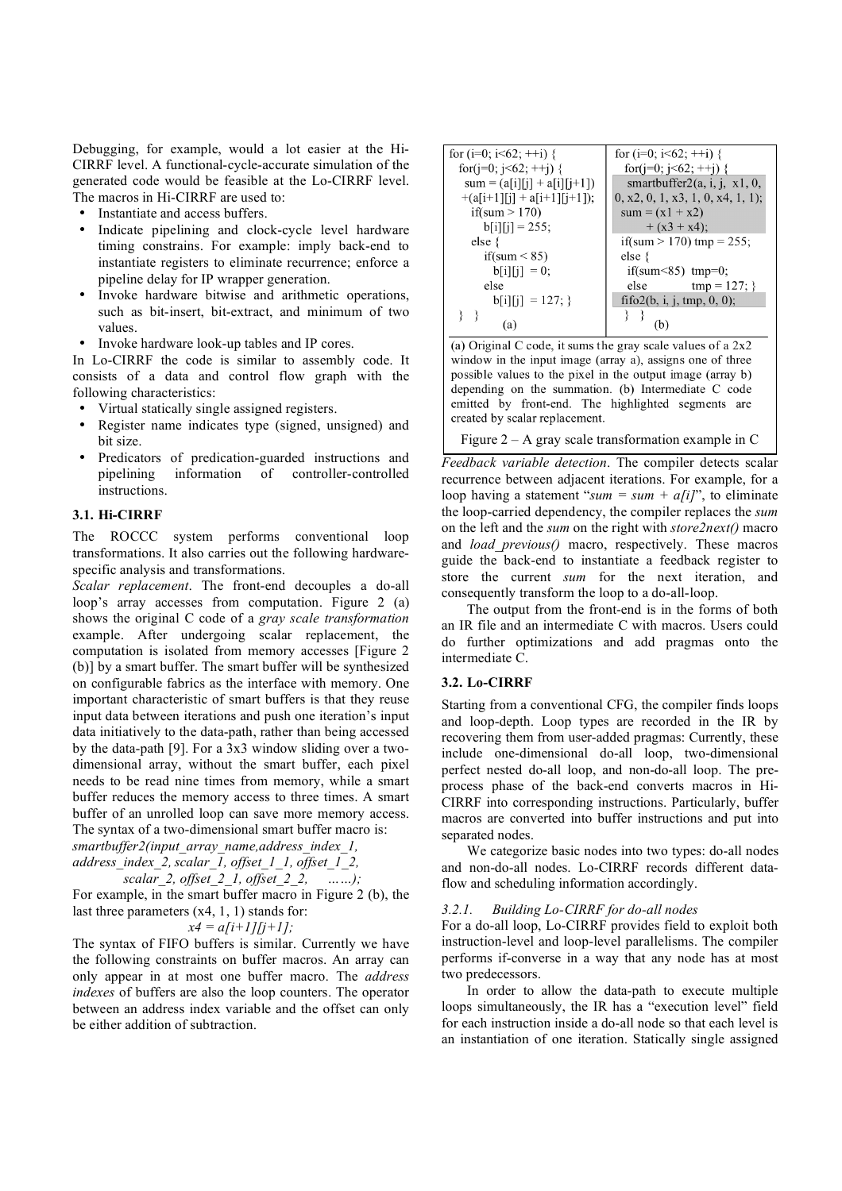Debugging, for example, would a lot easier at the Hi-CIRRF level. A functional-cycle-accurate simulation of the generated code would be feasible at the Lo-CIRRF level. The macros in Hi-CIRRF are used to:

- Instantiate and access buffers.
- Indicate pipelining and clock-cycle level hardware timing constrains. For example: imply back-end to instantiate registers to eliminate recurrence; enforce a pipeline delay for IP wrapper generation.
- Invoke hardware bitwise and arithmetic operations, such as bit-insert, bit-extract, and minimum of two values.
- Invoke hardware look-up tables and IP cores.

In Lo-CIRRF the code is similar to assembly code. It consists of a data and control flow graph with the following characteristics:

- Virtual statically single assigned registers.
- Register name indicates type (signed, unsigned) and bit size.
- Predicators of predication-guarded instructions and pipelining information of controller-controlled instructions.

### 3.1. Hi-CIRRF

The ROCCC system performs conventional loop transformations. It also carries out the following hardware-specific analysis and transformations.

*Scalar replacement*. The front-end decouples a do-all loop's array accesses from computation. Figure 2 (a) shows the original C code of a *gray scale transformation* example. After undergoing scalar replacement, the computation is isolated from memory accesses [Figure 2 (b)] by a smart buffer. The smart buffer will be synthesized on configurable fabrics as the interface with memory. One important characteristic of smart buffers is that they reuse input data between iterations and push one iteration's input data initiatively to the data-path, rather than being accessed by the data-path [9]. For a 3x3 window sliding over a two-dimensional array, without the smart buffer, each pixel needs to be read nine times from memory, while a smart buffer reduces the memory access to three times. A smart buffer of an unrolled loop can save more memory access. The syntax of a two-dimensional smart buffer macro is:

*smartbuffer2(input_array_name,address_index_1, address_index_2, scalar_1, offset_1_1, offset_1_2, scalar_2, offset_2_1, offset_2_2, ……);*

For example, in the smart buffer macro in Figure 2 (b), the last three parameters (x4, 1, 1) stands for:

*x4 = a[i+1][j+1];*

The syntax of FIFO buffers is similar. Currently we have the following constraints on buffer macros. An array can only appear in at most one buffer macro. The *address indexes* of buffers are also the loop counters. The operator between an address index variable and the offset can only be either addition of subtraction.

(a)
```
for (i=0; i<62; ++i) {
  for(j=0; j<62; ++j) {
    sum = (a[i][j] + a[i][j+1])
    +(a[i+1][j] + a[i+1][j+1]);
    if(sum > 170)
      b[i][j] = 255;
    else {
      if(sum < 85)
        b[i][j] = 0;
      else
        b[i][j] = 127; }
} }
```

(b)
```
for (i=0; i<62; ++i) {
  for(j=0; j<62; ++j) {
    smartbuffer2(a, i, j, x1, 0,
0, x2, 0, 1, x3, 1, 0, x4, 1, 1);
    sum = (x1 + x2)
        + (x3 + x4);
    if(sum > 170) tmp = 255;
    else {
      if(sum<85) tmp=0;
      else       tmp = 127; }
    fifo2(b, i, j, tmp, 0, 0);
} }
```

(a) Original C code, it sums the gray scale values of a 2x2 window in the input image (array a), assigns one of three possible values to the pixel in the output image (array b) depending on the summation. (b) Intermediate C code emitted by front-end. The highlighted segments are created by scalar replacement.

Figure 2 – A gray scale transformation example in C

*Feedback variable detection*. The compiler detects scalar recurrence between adjacent iterations. For example, for a loop having a statement "*sum = sum + a[i]*", to eliminate the loop-carried dependency, the compiler replaces the *sum* on the left and the *sum* on the right with *store2next()* macro and *load_previous()* macro, respectively. These macros guide the back-end to instantiate a feedback register to store the current *sum* for the next iteration, and consequently transform the loop to a do-all-loop.

The output from the front-end is in the forms of both an IR file and an intermediate C with macros. Users could do further optimizations and add pragmas onto the intermediate C.

### 3.2. Lo-CIRRF

Starting from a conventional CFG, the compiler finds loops and loop-depth. Loop types are recorded in the IR by recovering them from user-added pragmas: Currently, these include one-dimensional do-all loop, two-dimensional perfect nested do-all loop, and non-do-all loop. The pre-process phase of the back-end converts macros in Hi-CIRRF into corresponding instructions. Particularly, buffer macros are converted into buffer instructions and put into separated nodes.

We categorize basic nodes into two types: do-all nodes and non-do-all nodes. Lo-CIRRF records different data-flow and scheduling information accordingly.

#### *3.2.1. Building Lo-CIRRF for do-all nodes*

For a do-all loop, Lo-CIRRF provides field to exploit both instruction-level and loop-level parallelisms. The compiler performs if-converse in a way that any node has at most two predecessors.

In order to allow the data-path to execute multiple loops simultaneously, the IR has a "execution level" field for each instruction inside a do-all node so that each level is an instantiation of one iteration. Statically single assigned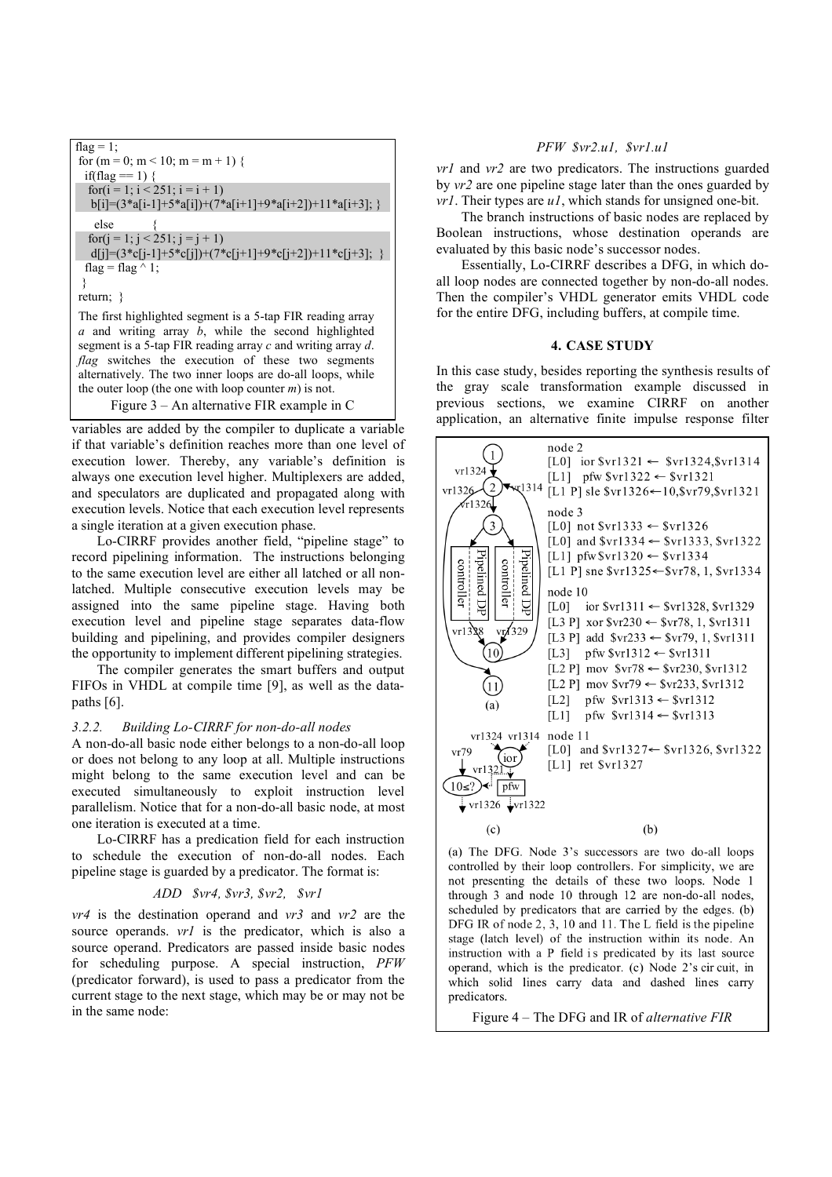```
flag = 1;
for (m = 0; m < 10; m = m + 1) {
  if(flag == 1) {
    for(i = 1; i < 251; i = i + 1)
      b[i]=(3*a[i-1]+5*a[i])+(7*a[i+1]+9*a[i+2])+11*a[i+3]; }
    else        {
    for(j = 1; j < 251; j = j + 1)
      d[j]=(3*c[j-1]+5*c[j])+(7*c[j+1]+9*c[j+2])+11*c[j+3];  }
  flag = flag ^ 1;
}
return;  }
```

The first highlighted segment is a 5-tap FIR reading array *a* and writing array *b*, while the second highlighted segment is a 5-tap FIR reading array *c* and writing array *d*. *flag* switches the execution of these two segments alternatively. The two inner loops are do-all loops, while the outer loop (the one with loop counter *m*) is not.

Figure 3 – An alternative FIR example in C

variables are added by the compiler to duplicate a variable if that variable's definition reaches more than one level of execution lower. Thereby, any variable's definition is always one execution level higher. Multiplexers are added, and speculators are duplicated and propagated along with execution levels. Notice that each execution level represents a single iteration at a given execution phase.

Lo-CIRRF provides another field, "pipeline stage" to record pipelining information. The instructions belonging to the same execution level are either all latched or all non-latched. Multiple consecutive execution levels may be assigned into the same pipeline stage. Having both execution level and pipeline stage separates data-flow building and pipelining, and provides compiler designers the opportunity to implement different pipelining strategies.

The compiler generates the smart buffers and output FIFOs in VHDL at compile time [9], as well as the data-paths [6].

### 3.2.2. Building Lo-CIRRF for non-do-all nodes

A non-do-all basic node either belongs to a non-do-all loop or does not belong to any loop at all. Multiple instructions might belong to the same execution level and can be executed simultaneously to exploit instruction level parallelism. Notice that for a non-do-all basic node, at most one iteration is executed at a time.

Lo-CIRRF has a predication field for each instruction to schedule the execution of non-do-all nodes. Each pipeline stage is guarded by a predicator. The format is:

*ADD $vr4, $vr3, $vr2, $vr1*

*vr4* is the destination operand and *vr3* and *vr2* are the source operands. *vr1* is the predicator, which is also a source operand. Predicators are passed inside basic nodes for scheduling purpose. A special instruction, *PFW* (predicator forward), is used to pass a predicator from the current stage to the next stage, which may be or may not be in the same node:

*PFW $vr2.u1, $vr1.u1*

*vr1* and *vr2* are two predicators. The instructions guarded by *vr2* are one pipeline stage later than the ones guarded by *vr1*. Their types are *u1*, which stands for unsigned one-bit.

The branch instructions of basic nodes are replaced by Boolean instructions, whose destination operands are evaluated by this basic node's successor nodes.

Essentially, Lo-CIRRF describes a DFG, in which do-all loop nodes are connected together by non-do-all nodes. Then the compiler's VHDL generator emits VHDL code for the entire DFG, including buffers, at compile time.

## 4. CASE STUDY

In this case study, besides reporting the synthesis results of the gray scale transformation example discussed in previous sections, we examine CIRRF on another application, an alternative finite impulse response filter

```
node 2
[L0]   ior $vr1321 ← $vr1324,$vr1314
[L1]   pfw $vr1322 ← $vr1321
[L1 P] sle $vr1326←10,$vr79,$vr1321
node 3
[L0]   not $vr1333 ← $vr1326
[L0]   and $vr1334 ← $vr1333, $vr1322
[L1]   pfw $vr1320 ← $vr1334
[L1 P] sne $vr1325←$vr78, 1, $vr1334
node 10
[L0]   ior $vr1311 ← $vr1328, $vr1329
[L3 P] xor $vr230 ← $vr78, 1, $vr1311
[L3 P] add $vr233 ← $vr79, 1, $vr1311
[L3]   pfw $vr1312 ← $vr1311
[L2 P] mov $vr78 ← $vr230, $vr1312
[L2 P] mov $vr79 ← $vr233, $vr1312
[L2]   pfw $vr1313 ← $vr1312
[L1]   pfw $vr1314 ← $vr1313
node 11
[L0]   and $vr1327← $vr1326, $vr1322
[L1]   ret $vr1327
```

(a) The DFG. Node 3's successors are two do-all loops controlled by their loop controllers. For simplicity, we are not presenting the details of these two loops. Node 1 through 3 and node 10 through 12 are non-do-all nodes, scheduled by predicators that are carried by the edges. (b) DFG IR of node 2, 3, 10 and 11. The L field is the pipeline stage (latch level) of the instruction within its node. An instruction with a P field is predicated by its last source operand, which is the predicator. (c) Node 2's circuit, in which solid lines carry data and dashed lines carry predicators.

Figure 4 – The DFG and IR of *alternative FIR*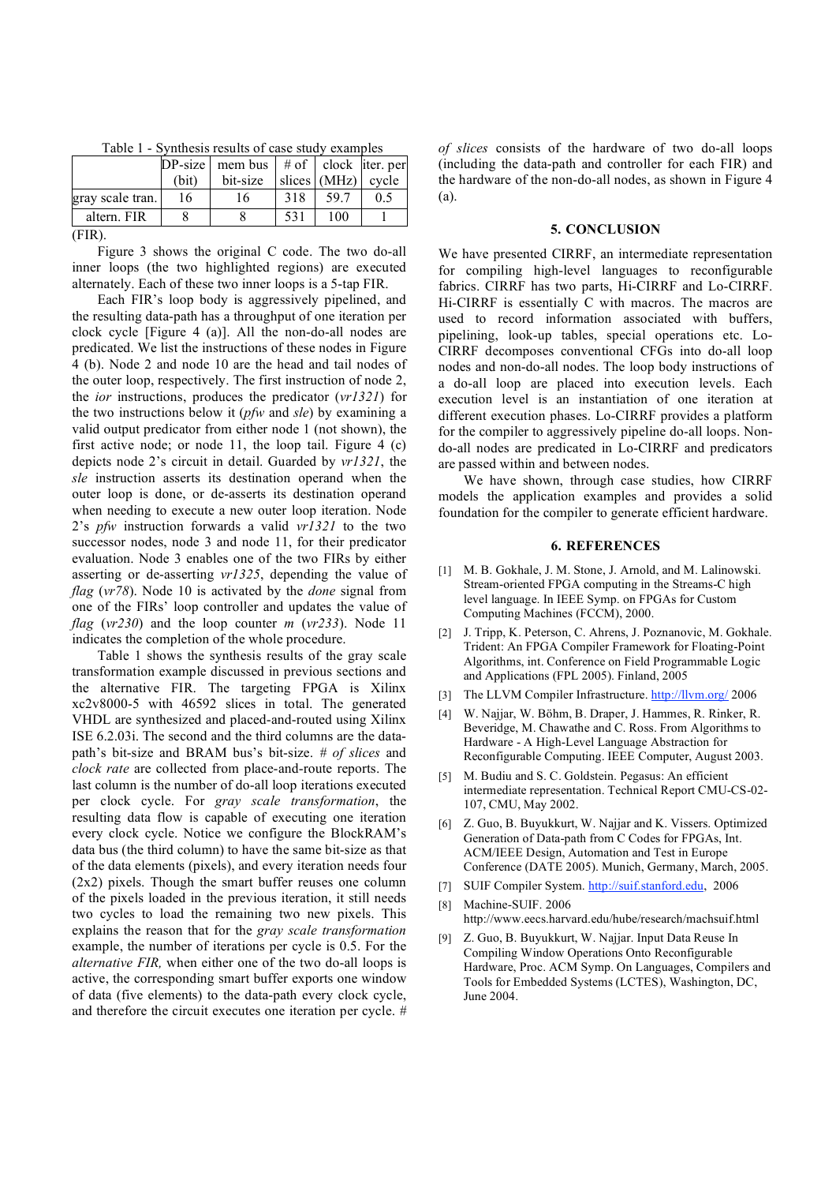Table 1 - Synthesis results of case study examples

| | DP-size (bit) | mem bus bit-size | # of slices | clock (MHz) | iter. per cycle |
|---|---|---|---|---|---|
| gray scale tran. | 16 | 16 | 318 | 59.7 | 0.5 |
| altern. FIR | 8 | 8 | 531 | 100 | 1 |

(FIR).

Figure 3 shows the original C code. The two do-all inner loops (the two highlighted regions) are executed alternately. Each of these two inner loops is a 5-tap FIR.

Each FIR's loop body is aggressively pipelined, and the resulting data-path has a throughput of one iteration per clock cycle [Figure 4 (a)]. All the non-do-all nodes are predicated. We list the instructions of these nodes in Figure 4 (b). Node 2 and node 10 are the head and tail nodes of the outer loop, respectively. The first instruction of node 2, the *ior* instructions, produces the predicator (*vr1321*) for the two instructions below it (*pfw* and *sle*) by examining a valid output predicator from either node 1 (not shown), the first active node; or node 11, the loop tail. Figure 4 (c) depicts node 2's circuit in detail. Guarded by *vr1321*, the *sle* instruction asserts its destination operand when the outer loop is done, or de-asserts its destination operand when needing to execute a new outer loop iteration. Node 2's *pfw* instruction forwards a valid *vr1321* to the two successor nodes, node 3 and node 11, for their predicator evaluation. Node 3 enables one of the two FIRs by either asserting or de-asserting *vr1325*, depending the value of *flag* (*vr78*). Node 10 is activated by the *done* signal from one of the FIRs' loop controller and updates the value of *flag* (*vr230*) and the loop counter *m* (*vr233*). Node 11 indicates the completion of the whole procedure.

Table 1 shows the synthesis results of the gray scale transformation example discussed in previous sections and the alternative FIR. The targeting FPGA is Xilinx xc2v8000-5 with 46592 slices in total. The generated VHDL are synthesized and placed-and-routed using Xilinx ISE 6.2.03i. The second and the third columns are the data-path's bit-size and BRAM bus's bit-size. *# of slices* and *clock rate* are collected from place-and-route reports. The last column is the number of do-all loop iterations executed per clock cycle. For *gray scale transformation*, the resulting data flow is capable of executing one iteration every clock cycle. Notice we configure the BlockRAM's data bus (the third column) to have the same bit-size as that of the data elements (pixels), and every iteration needs four (2x2) pixels. Though the smart buffer reuses one column of the pixels loaded in the previous iteration, it still needs two cycles to load the remaining two new pixels. This explains the reason that for the *gray scale transformation* example, the number of iterations per cycle is 0.5. For the *alternative FIR,* when either one of the two do-all loops is active, the corresponding smart buffer exports one window of data (five elements) to the data-path every clock cycle, and therefore the circuit executes one iteration per cycle. *# of slices* consists of the hardware of two do-all loops (including the data-path and controller for each FIR) and the hardware of the non-do-all nodes, as shown in Figure 4 (a).

## 5. CONCLUSION

We have presented CIRRF, an intermediate representation for compiling high-level languages to reconfigurable fabrics. CIRRF has two parts, Hi-CIRRF and Lo-CIRRF. Hi-CIRRF is essentially C with macros. The macros are used to record information associated with buffers, pipelining, look-up tables, special operations etc. Lo-CIRRF decomposes conventional CFGs into do-all loop nodes and non-do-all nodes. The loop body instructions of a do-all loop are placed into execution levels. Each execution level is an instantiation of one iteration at different execution phases. Lo-CIRRF provides a platform for the compiler to aggressively pipeline do-all loops. Non-do-all nodes are predicated in Lo-CIRRF and predicators are passed within and between nodes.

We have shown, through case studies, how CIRRF models the application examples and provides a solid foundation for the compiler to generate efficient hardware.

## 6. REFERENCES

[1] M. B. Gokhale, J. M. Stone, J. Arnold, and M. Lalinowski. Stream-oriented FPGA computing in the Streams-C high level language. In IEEE Symp. on FPGAs for Custom Computing Machines (FCCM), 2000.

[2] J. Tripp, K. Peterson, C. Ahrens, J. Poznanovic, M. Gokhale. Trident: An FPGA Compiler Framework for Floating-Point Algorithms, int. Conference on Field Programmable Logic and Applications (FPL 2005). Finland, 2005

[3] The LLVM Compiler Infrastructure. http://llvm.org/ 2006

[4] W. Najjar, W. Böhm, B. Draper, J. Hammes, R. Rinker, R. Beveridge, M. Chawathe and C. Ross. From Algorithms to Hardware - A High-Level Language Abstraction for Reconfigurable Computing. IEEE Computer, August 2003.

[5] M. Budiu and S. C. Goldstein. Pegasus: An efficient intermediate representation. Technical Report CMU-CS-02-107, CMU, May 2002.

[6] Z. Guo, B. Buyukkurt, W. Najjar and K. Vissers. Optimized Generation of Data-path from C Codes for FPGAs, Int. ACM/IEEE Design, Automation and Test in Europe Conference (DATE 2005). Munich, Germany, March, 2005.

[7] SUIF Compiler System. http://suif.stanford.edu, 2006

[8] Machine-SUIF. 2006 http://www.eecs.harvard.edu/hube/research/machsuif.html

[9] Z. Guo, B. Buyukkurt, W. Najjar. Input Data Reuse In Compiling Window Operations Onto Reconfigurable Hardware, Proc. ACM Symp. On Languages, Compilers and Tools for Embedded Systems (LCTES), Washington, DC, June 2004.